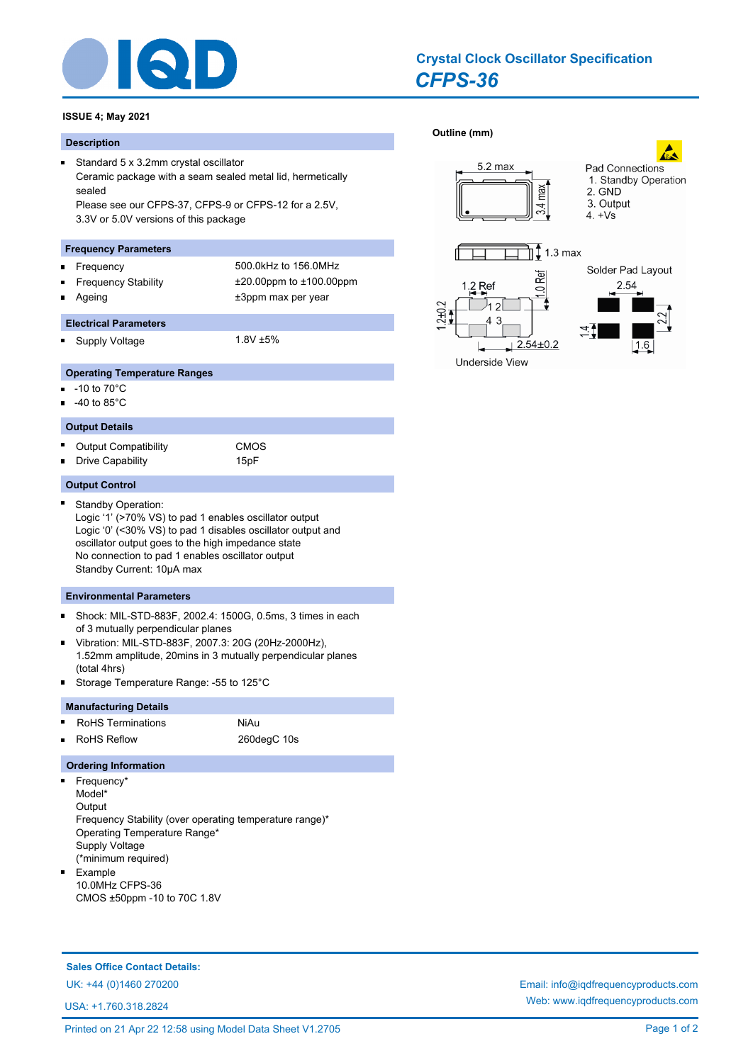# Crystal Clock Oscillator Specification

## *CFPS-36*

**ISSUE 4; May 2021**

### Description

- Standard 5 x 3.2mm crystal oscillator
  Ceramic package with a seam sealed metal lid, hermetically sealed
  Please see our CFPS-37, CFPS-9 or CFPS-12 for a 2.5V, 3.3V or 5.0V versions of this package

### Frequency Parameters

- Frequency: 500.0kHz to 156.0MHz
- Frequency Stability: ±20.00ppm to ±100.00ppm
- Ageing: ±3ppm max per year

### Electrical Parameters

- Supply Voltage: 1.8V ±5%

### Operating Temperature Ranges

- -10 to 70°C
- -40 to 85°C

### Output Details

- Output Compatibility: CMOS
- Drive Capability: 15pF

### Output Control

- Standby Operation:
  Logic '1' (>70% VS) to pad 1 enables oscillator output
  Logic '0' (<30% VS) to pad 1 disables oscillator output and oscillator output goes to the high impedance state
  No connection to pad 1 enables oscillator output
  Standby Current: 10µA max

### Environmental Parameters

- Shock: MIL-STD-883F, 2002.4: 1500G, 0.5ms, 3 times in each of 3 mutually perpendicular planes
- Vibration: MIL-STD-883F, 2007.3: 20G (20Hz-2000Hz), 1.52mm amplitude, 20mins in 3 mutually perpendicular planes (total 4hrs)
- Storage Temperature Range: -55 to 125°C

### Manufacturing Details

- RoHS Terminations: NiAu
- RoHS Reflow: 260degC 10s

### Ordering Information

- Frequency*
  Model*
  Output
  Frequency Stability (over operating temperature range)*
  Operating Temperature Range*
  Supply Voltage
  (*minimum required)
- Example
  10.0MHz CFPS-36
  CMOS ±50ppm -10 to 70C 1.8V

### Outline (mm)

5.2 max; 3.4 max; 1.3 max

Pad Connections
1. Standby Operation
2. GND
3. Output
4. +Vs

Underside View: 1.2 Ref; 1.0 Ref; 1.2±0.2; 2.54±0.2

Solder Pad Layout: 2.54; 2.2; 1.4; 1.6

**Sales Office Contact Details:**

UK: +44 (0)1460 270200

USA: +1.760.318.2824

Email: info@iqdfrequencyproducts.com

Web: www.iqdfrequencyproducts.com

Printed on 21 Apr 22 12:58 using Model Data Sheet V1.2705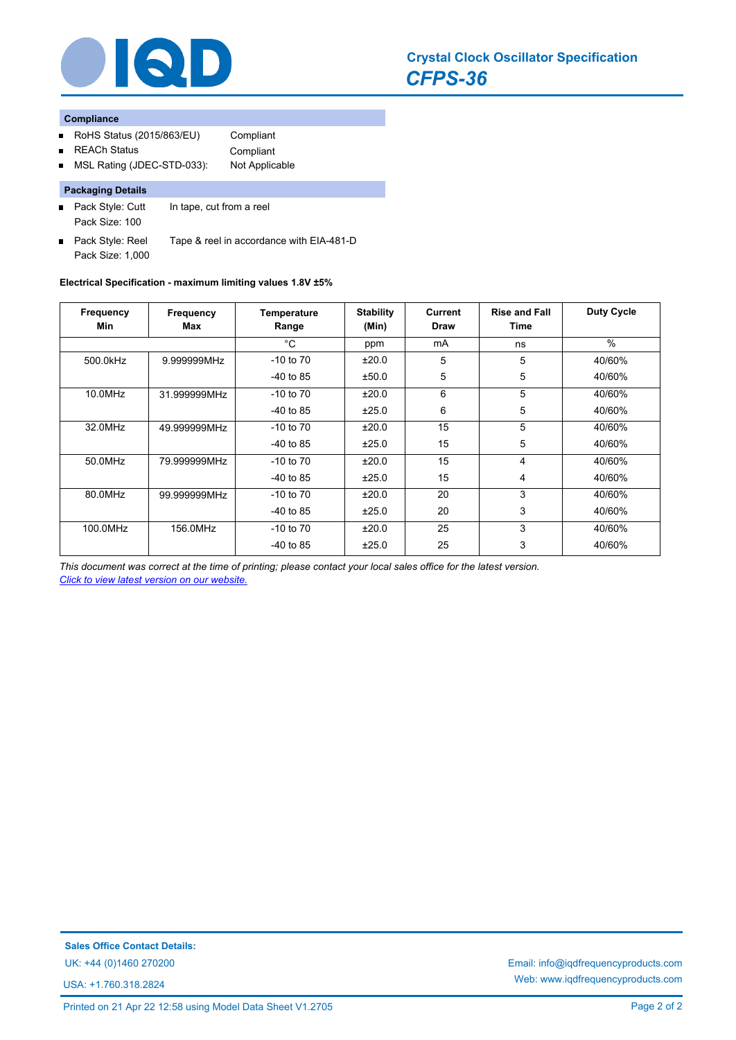# Crystal Clock Oscillator Specification

## *CFPS-36*

### Compliance

- RoHS Status (2015/863/EU) Compliant
- REACh Status Compliant
- MSL Rating (JDEC-STD-033): Not Applicable

### Packaging Details

- Pack Style: Cutt In tape, cut from a reel
  Pack Size: 100
- Pack Style: Reel Tape & reel in accordance with EIA-481-D
  Pack Size: 1,000

**Electrical Specification - maximum limiting values 1.8V ±5%**

| Frequency Min | Frequency Max | Temperature Range | Stability (Min) | Current Draw | Rise and Fall Time | Duty Cycle |
|---|---|---|---|---|---|---|
| | | °C | ppm | mA | ns | % |
| 500.0kHz | 9.999999MHz | -10 to 70 | ±20.0 | 5 | 5 | 40/60% |
| | | -40 to 85 | ±50.0 | 5 | 5 | 40/60% |
| 10.0MHz | 31.999999MHz | -10 to 70 | ±20.0 | 6 | 5 | 40/60% |
| | | -40 to 85 | ±25.0 | 6 | 5 | 40/60% |
| 32.0MHz | 49.999999MHz | -10 to 70 | ±20.0 | 15 | 5 | 40/60% |
| | | -40 to 85 | ±25.0 | 15 | 5 | 40/60% |
| 50.0MHz | 79.999999MHz | -10 to 70 | ±20.0 | 15 | 4 | 40/60% |
| | | -40 to 85 | ±25.0 | 15 | 4 | 40/60% |
| 80.0MHz | 99.999999MHz | -10 to 70 | ±20.0 | 20 | 3 | 40/60% |
| | | -40 to 85 | ±25.0 | 20 | 3 | 40/60% |
| 100.0MHz | 156.0MHz | -10 to 70 | ±20.0 | 25 | 3 | 40/60% |
| | | -40 to 85 | ±25.0 | 25 | 3 | 40/60% |

*This document was correct at the time of printing; please contact your local sales office for the latest version.*
*Click to view latest version on our website.*

**Sales Office Contact Details:**

UK: +44 (0)1460 270200

USA: +1.760.318.2824

Email: info@iqdfrequencyproducts.com

Web: www.iqdfrequencyproducts.com

Printed on 21 Apr 22 12:58 using Model Data Sheet V1.2705